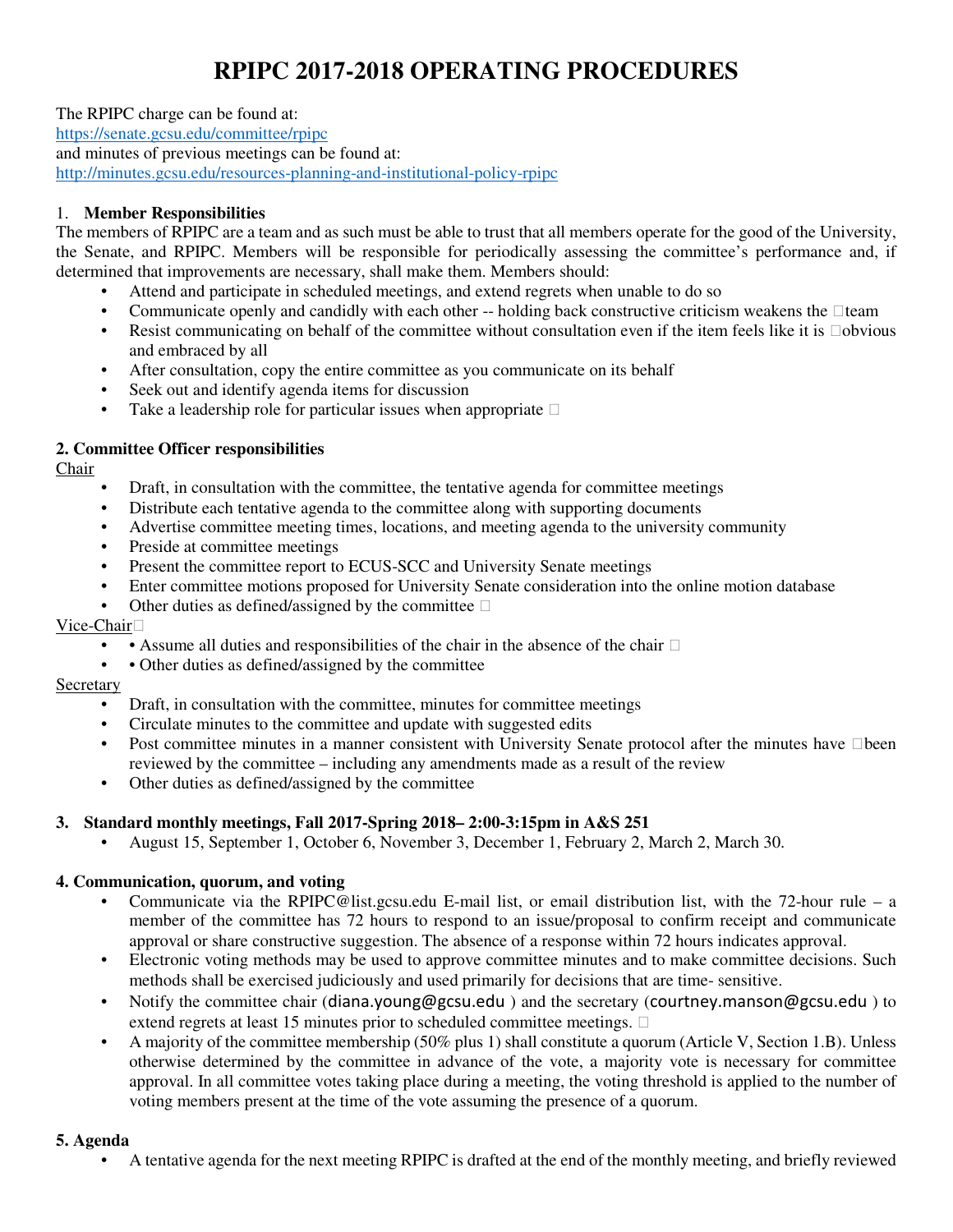# RPIPC 2017-2018 OPERATING PROCEDURES

The RPIPC charge can be found at:
https://senate.gcsu.edu/committee/rpipc
and minutes of previous meetings can be found at:
http://minutes.gcsu.edu/resources-planning-and-institutional-policy-rpipc

## 1. Member Responsibilities

The members of RPIPC are a team and as such must be able to trust that all members operate for the good of the University, the Senate, and RPIPC. Members will be responsible for periodically assessing the committee's performance and, if determined that improvements are necessary, shall make them. Members should:

- Attend and participate in scheduled meetings, and extend regrets when unable to do so
- Communicate openly and candidly with each other -- holding back constructive criticism weakens the team
- Resist communicating on behalf of the committee without consultation even if the item feels like it is obvious and embraced by all
- After consultation, copy the entire committee as you communicate on its behalf
- Seek out and identify agenda items for discussion
- Take a leadership role for particular issues when appropriate

## 2. Committee Officer responsibilities

Chair

- Draft, in consultation with the committee, the tentative agenda for committee meetings
- Distribute each tentative agenda to the committee along with supporting documents
- Advertise committee meeting times, locations, and meeting agenda to the university community
- Preside at committee meetings
- Present the committee report to ECUS-SCC and University Senate meetings
- Enter committee motions proposed for University Senate consideration into the online motion database
- Other duties as defined/assigned by the committee

Vice-Chair

- • Assume all duties and responsibilities of the chair in the absence of the chair
- • Other duties as defined/assigned by the committee

Secretary

- Draft, in consultation with the committee, minutes for committee meetings
- Circulate minutes to the committee and update with suggested edits
- Post committee minutes in a manner consistent with University Senate protocol after the minutes have been reviewed by the committee – including any amendments made as a result of the review
- Other duties as defined/assigned by the committee

## 3. Standard monthly meetings, Fall 2017-Spring 2018– 2:00-3:15pm in A&S 251

- August 15, September 1, October 6, November 3, December 1, February 2, March 2, March 30.

## 4. Communication, quorum, and voting

- Communicate via the RPIPC@list.gcsu.edu E-mail list, or email distribution list, with the 72-hour rule – a member of the committee has 72 hours to respond to an issue/proposal to confirm receipt and communicate approval or share constructive suggestion. The absence of a response within 72 hours indicates approval.
- Electronic voting methods may be used to approve committee minutes and to make committee decisions. Such methods shall be exercised judiciously and used primarily for decisions that are time- sensitive.
- Notify the committee chair (diana.young@gcsu.edu ) and the secretary (courtney.manson@gcsu.edu ) to extend regrets at least 15 minutes prior to scheduled committee meetings.
- A majority of the committee membership (50% plus 1) shall constitute a quorum (Article V, Section 1.B). Unless otherwise determined by the committee in advance of the vote, a majority vote is necessary for committee approval. In all committee votes taking place during a meeting, the voting threshold is applied to the number of voting members present at the time of the vote assuming the presence of a quorum.

## 5. Agenda

- A tentative agenda for the next meeting RPIPC is drafted at the end of the monthly meeting, and briefly reviewed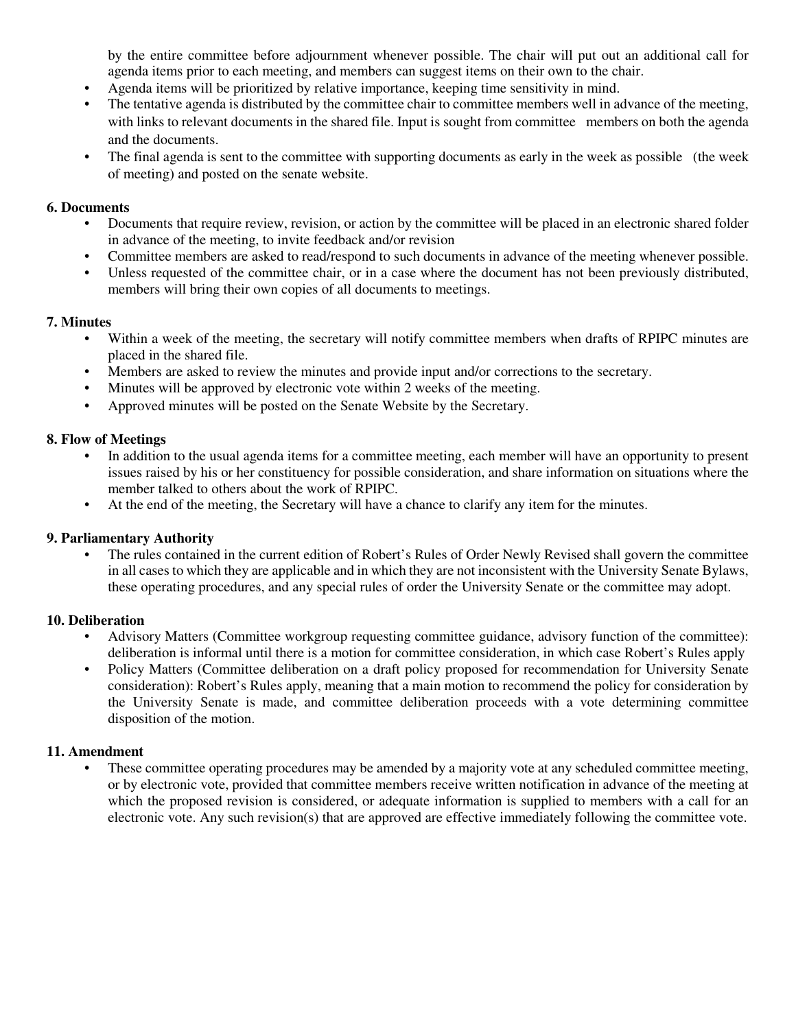by the entire committee before adjournment whenever possible. The chair will put out an additional call for agenda items prior to each meeting, and members can suggest items on their own to the chair.

- Agenda items will be prioritized by relative importance, keeping time sensitivity in mind.
- The tentative agenda is distributed by the committee chair to committee members well in advance of the meeting, with links to relevant documents in the shared file. Input is sought from committee members on both the agenda and the documents.
- The final agenda is sent to the committee with supporting documents as early in the week as possible (the week of meeting) and posted on the senate website.

**6. Documents**

- Documents that require review, revision, or action by the committee will be placed in an electronic shared folder in advance of the meeting, to invite feedback and/or revision
- Committee members are asked to read/respond to such documents in advance of the meeting whenever possible.
- Unless requested of the committee chair, or in a case where the document has not been previously distributed, members will bring their own copies of all documents to meetings.

**7. Minutes**

- Within a week of the meeting, the secretary will notify committee members when drafts of RPIPC minutes are placed in the shared file.
- Members are asked to review the minutes and provide input and/or corrections to the secretary.
- Minutes will be approved by electronic vote within 2 weeks of the meeting.
- Approved minutes will be posted on the Senate Website by the Secretary.

**8. Flow of Meetings**

- In addition to the usual agenda items for a committee meeting, each member will have an opportunity to present issues raised by his or her constituency for possible consideration, and share information on situations where the member talked to others about the work of RPIPC.
- At the end of the meeting, the Secretary will have a chance to clarify any item for the minutes.

**9. Parliamentary Authority**

- The rules contained in the current edition of Robert's Rules of Order Newly Revised shall govern the committee in all cases to which they are applicable and in which they are not inconsistent with the University Senate Bylaws, these operating procedures, and any special rules of order the University Senate or the committee may adopt.

**10. Deliberation**

- Advisory Matters (Committee workgroup requesting committee guidance, advisory function of the committee): deliberation is informal until there is a motion for committee consideration, in which case Robert's Rules apply
- Policy Matters (Committee deliberation on a draft policy proposed for recommendation for University Senate consideration): Robert's Rules apply, meaning that a main motion to recommend the policy for consideration by the University Senate is made, and committee deliberation proceeds with a vote determining committee disposition of the motion.

**11. Amendment**

- These committee operating procedures may be amended by a majority vote at any scheduled committee meeting, or by electronic vote, provided that committee members receive written notification in advance of the meeting at which the proposed revision is considered, or adequate information is supplied to members with a call for an electronic vote. Any such revision(s) that are approved are effective immediately following the committee vote.